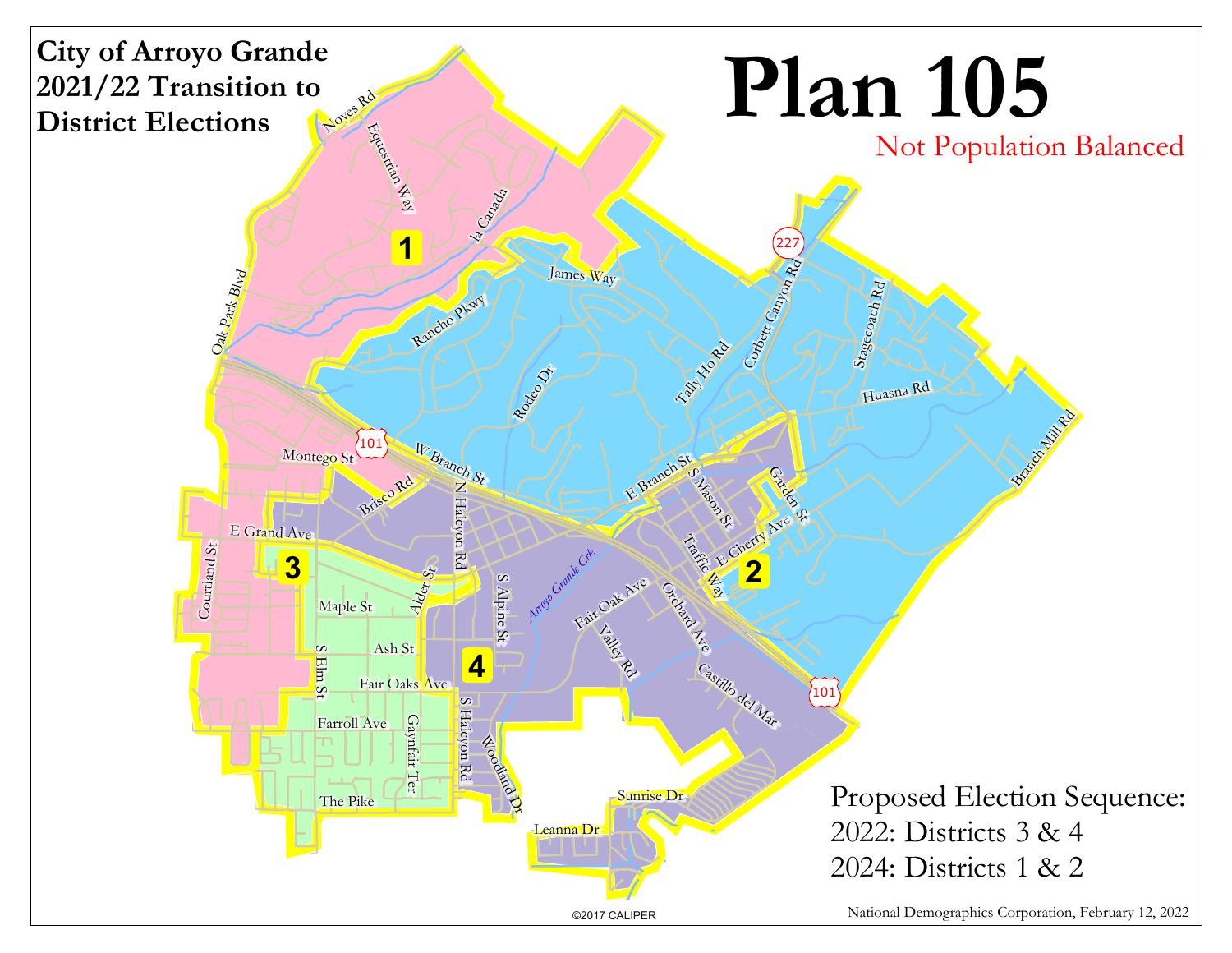# City of Arroyo Grande 2021/22 Transition to District Elections

# Plan 105

Not Population Balanced

Proposed Election Sequence:
2022: Districts 3 & 4
2024: Districts 1 & 2

National Demographics Corporation, February 12, 2022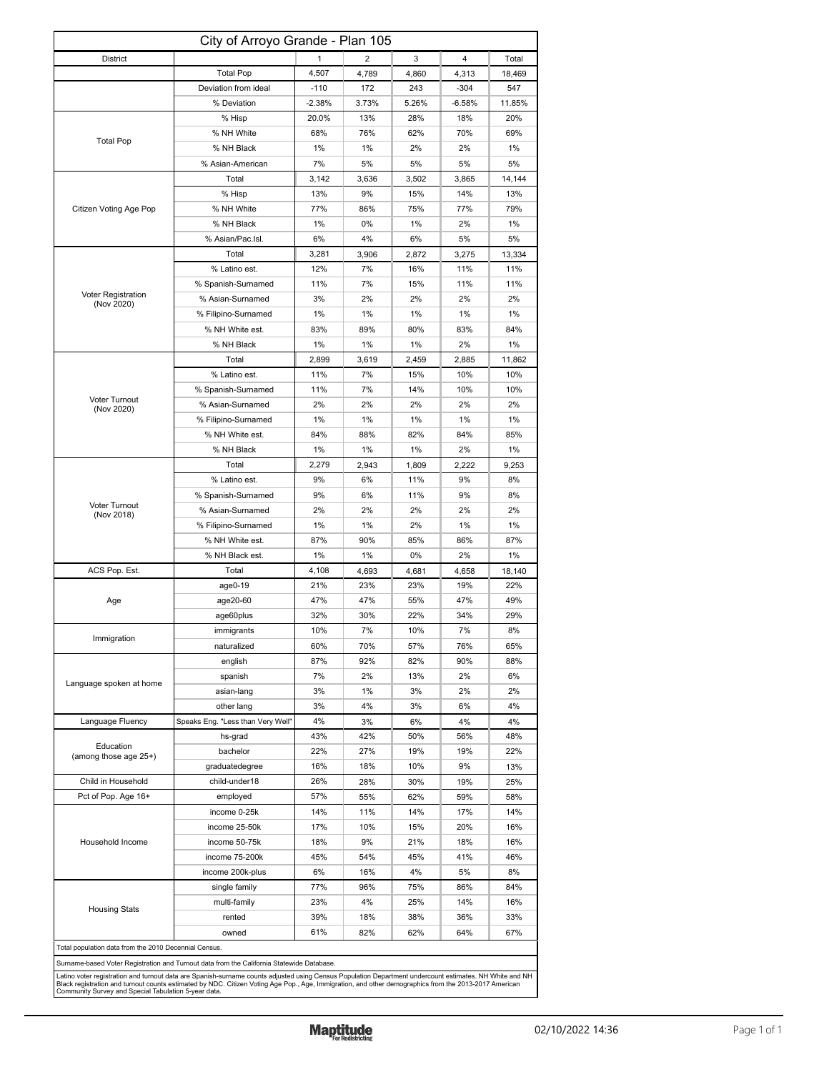| City of Arroyo Grande - Plan 105 | | | | | | |
|---|---|---|---|---|---|---|
| District | | 1 | 2 | 3 | 4 | Total |
| | Total Pop | 4,507 | 4,789 | 4,860 | 4,313 | 18,469 |
| | Deviation from ideal | -110 | 172 | 243 | -304 | 547 |
| | % Deviation | -2.38% | 3.73% | 5.26% | -6.58% | 11.85% |
| Total Pop | % Hisp | 20.0% | 13% | 28% | 18% | 20% |
| | % NH White | 68% | 76% | 62% | 70% | 69% |
| | % NH Black | 1% | 1% | 2% | 2% | 1% |
| | % Asian-American | 7% | 5% | 5% | 5% | 5% |
| Citizen Voting Age Pop | Total | 3,142 | 3,636 | 3,502 | 3,865 | 14,144 |
| | % Hisp | 13% | 9% | 15% | 14% | 13% |
| | % NH White | 77% | 86% | 75% | 77% | 79% |
| | % NH Black | 1% | 0% | 1% | 2% | 1% |
| | % Asian/Pac.Isl. | 6% | 4% | 6% | 5% | 5% |
| Voter Registration (Nov 2020) | Total | 3,281 | 3,906 | 2,872 | 3,275 | 13,334 |
| | % Latino est. | 12% | 7% | 16% | 11% | 11% |
| | % Spanish-Surnamed | 11% | 7% | 15% | 11% | 11% |
| | % Asian-Surnamed | 3% | 2% | 2% | 2% | 2% |
| | % Filipino-Surnamed | 1% | 1% | 1% | 1% | 1% |
| | % NH White est. | 83% | 89% | 80% | 83% | 84% |
| | % NH Black | 1% | 1% | 1% | 2% | 1% |
| Voter Turnout (Nov 2020) | Total | 2,899 | 3,619 | 2,459 | 2,885 | 11,862 |
| | % Latino est. | 11% | 7% | 15% | 10% | 10% |
| | % Spanish-Surnamed | 11% | 7% | 14% | 10% | 10% |
| | % Asian-Surnamed | 2% | 2% | 2% | 2% | 2% |
| | % Filipino-Surnamed | 1% | 1% | 1% | 1% | 1% |
| | % NH White est. | 84% | 88% | 82% | 84% | 85% |
| | % NH Black | 1% | 1% | 1% | 2% | 1% |
| Voter Turnout (Nov 2018) | Total | 2,279 | 2,943 | 1,809 | 2,222 | 9,253 |
| | % Latino est. | 9% | 6% | 11% | 9% | 8% |
| | % Spanish-Surnamed | 9% | 6% | 11% | 9% | 8% |
| | % Asian-Surnamed | 2% | 2% | 2% | 2% | 2% |
| | % Filipino-Surnamed | 1% | 1% | 2% | 1% | 1% |
| | % NH White est. | 87% | 90% | 85% | 86% | 87% |
| | % NH Black est. | 1% | 1% | 0% | 2% | 1% |
| ACS Pop. Est. | Total | 4,108 | 4,693 | 4,681 | 4,658 | 18,140 |
| Age | age0-19 | 21% | 23% | 23% | 19% | 22% |
| | age20-60 | 47% | 47% | 55% | 47% | 49% |
| | age60plus | 32% | 30% | 22% | 34% | 29% |
| Immigration | immigrants | 10% | 7% | 10% | 7% | 8% |
| | naturalized | 60% | 70% | 57% | 76% | 65% |
| Language spoken at home | english | 87% | 92% | 82% | 90% | 88% |
| | spanish | 7% | 2% | 13% | 2% | 6% |
| | asian-lang | 3% | 1% | 3% | 2% | 2% |
| | other lang | 3% | 4% | 3% | 6% | 4% |
| Language Fluency | Speaks Eng. "Less than Very Well" | 4% | 3% | 6% | 4% | 4% |
| Education (among those age 25+) | hs-grad | 43% | 42% | 50% | 56% | 48% |
| | bachelor | 22% | 27% | 19% | 19% | 22% |
| | graduatedegree | 16% | 18% | 10% | 9% | 13% |
| Child in Household | child-under18 | 26% | 28% | 30% | 19% | 25% |
| Pct of Pop. Age 16+ | employed | 57% | 55% | 62% | 59% | 58% |
| Household Income | income 0-25k | 14% | 11% | 14% | 17% | 14% |
| | income 25-50k | 17% | 10% | 15% | 20% | 16% |
| | income 50-75k | 18% | 9% | 21% | 18% | 16% |
| | income 75-200k | 45% | 54% | 45% | 41% | 46% |
| | income 200k-plus | 6% | 16% | 4% | 5% | 8% |
| Housing Stats | single family | 77% | 96% | 75% | 86% | 84% |
| | multi-family | 23% | 4% | 25% | 14% | 16% |
| | rented | 39% | 18% | 38% | 36% | 33% |
| | owned | 61% | 82% | 62% | 64% | 67% |

Total population data from the 2010 Decennial Census.

Surname-based Voter Registration and Turnout data from the California Statewide Database.

Latino voter registration and turnout data are Spanish-surname counts adjusted using Census Population Department undercount estimates. NH White and NH Black registration and turnout counts estimated by NDC. Citizen Voting Age Pop., Age, Immigration, and other demographics from the 2013-2017 American Community Survey and Special Tabulation 5-year data.

Maptitude For Redistricting

02/10/2022 14:36